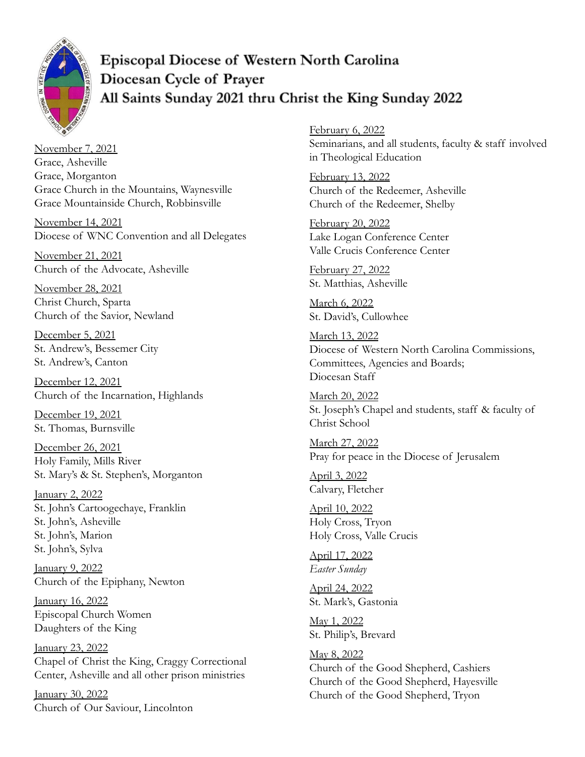# Episcopal Diocese of Western North Carolina
## Diocesan Cycle of Prayer
## All Saints Sunday 2021 thru Christ the King Sunday 2022

November 7, 2021
Grace, Asheville
Grace, Morganton
Grace Church in the Mountains, Waynesville
Grace Mountainside Church, Robbinsville

November 14, 2021
Diocese of WNC Convention and all Delegates

November 21, 2021
Church of the Advocate, Asheville

November 28, 2021
Christ Church, Sparta
Church of the Savior, Newland

December 5, 2021
St. Andrew's, Bessemer City
St. Andrew's, Canton

December 12, 2021
Church of the Incarnation, Highlands

December 19, 2021
St. Thomas, Burnsville

December 26, 2021
Holy Family, Mills River
St. Mary's & St. Stephen's, Morganton

January 2, 2022
St. John's Cartoogechaye, Franklin
St. John's, Asheville
St. John's, Marion
St. John's, Sylva

January 9, 2022
Church of the Epiphany, Newton

January 16, 2022
Episcopal Church Women
Daughters of the King

January 23, 2022
Chapel of Christ the King, Craggy Correctional Center, Asheville and all other prison ministries

January 30, 2022
Church of Our Saviour, Lincolnton

February 6, 2022
Seminarians, and all students, faculty & staff involved in Theological Education

February 13, 2022
Church of the Redeemer, Asheville
Church of the Redeemer, Shelby

February 20, 2022
Lake Logan Conference Center
Valle Crucis Conference Center

February 27, 2022
St. Matthias, Asheville

March 6, 2022
St. David's, Cullowhee

March 13, 2022
Diocese of Western North Carolina Commissions, Committees, Agencies and Boards;
Diocesan Staff

March 20, 2022
St. Joseph's Chapel and students, staff & faculty of Christ School

March 27, 2022
Pray for peace in the Diocese of Jerusalem

April 3, 2022
Calvary, Fletcher

April 10, 2022
Holy Cross, Tryon
Holy Cross, Valle Crucis

April 17, 2022
*Easter Sunday*

April 24, 2022
St. Mark's, Gastonia

May 1, 2022
St. Philip's, Brevard

May 8, 2022
Church of the Good Shepherd, Cashiers
Church of the Good Shepherd, Hayesville
Church of the Good Shepherd, Tryon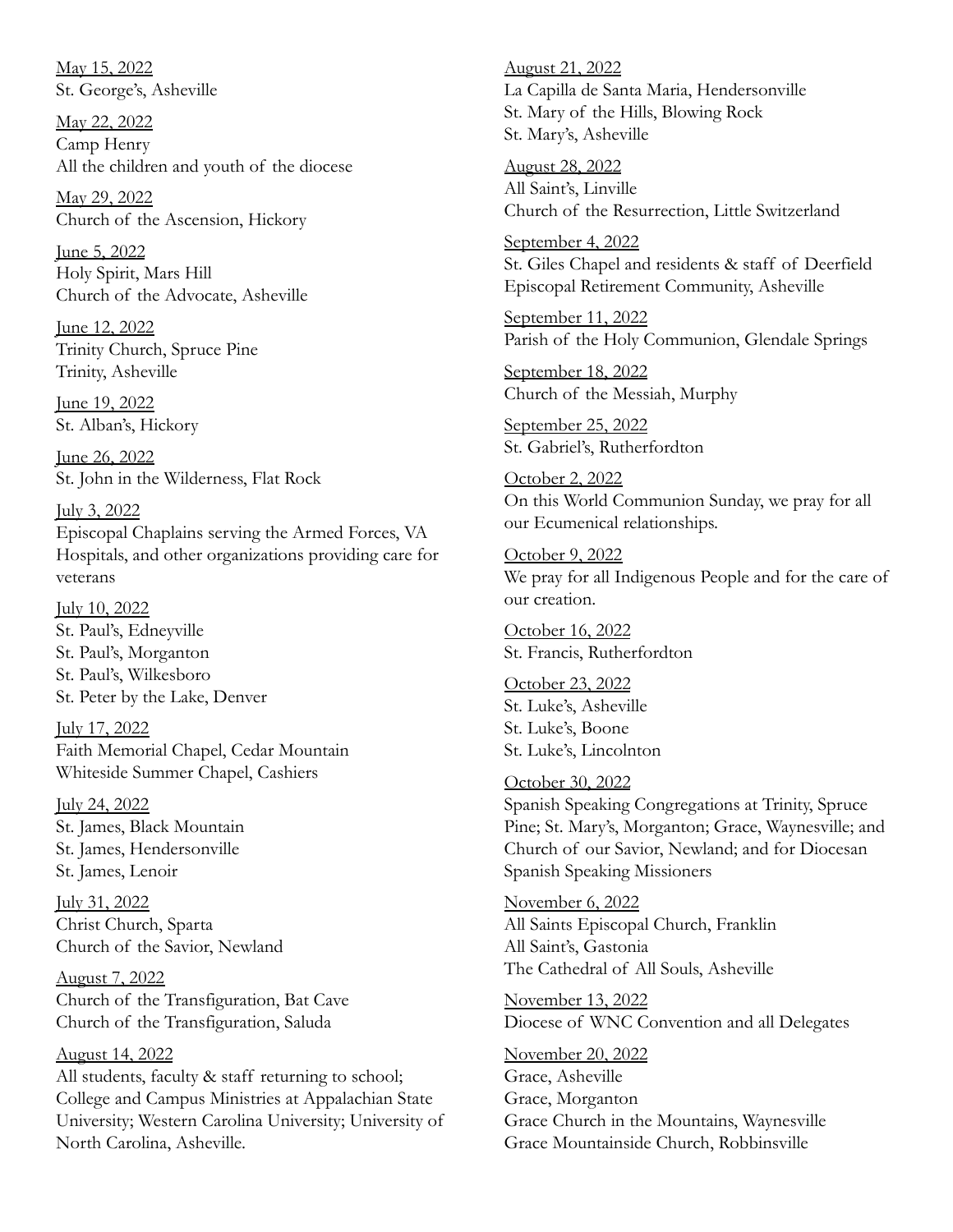<u>May 15, 2022</u>
St. George's, Asheville

<u>May 22, 2022</u>
Camp Henry
All the children and youth of the diocese

<u>May 29, 2022</u>
Church of the Ascension, Hickory

<u>June 5, 2022</u>
Holy Spirit, Mars Hill
Church of the Advocate, Asheville

<u>June 12, 2022</u>
Trinity Church, Spruce Pine
Trinity, Asheville

<u>June 19, 2022</u>
St. Alban's, Hickory

<u>June 26, 2022</u>
St. John in the Wilderness, Flat Rock

<u>July 3, 2022</u>
Episcopal Chaplains serving the Armed Forces, VA Hospitals, and other organizations providing care for veterans

<u>July 10, 2022</u>
St. Paul's, Edneyville
St. Paul's, Morganton
St. Paul's, Wilkesboro
St. Peter by the Lake, Denver

<u>July 17, 2022</u>
Faith Memorial Chapel, Cedar Mountain
Whiteside Summer Chapel, Cashiers

<u>July 24, 2022</u>
St. James, Black Mountain
St. James, Hendersonville
St. James, Lenoir

<u>July 31, 2022</u>
Christ Church, Sparta
Church of the Savior, Newland

<u>August 7, 2022</u>
Church of the Transfiguration, Bat Cave
Church of the Transfiguration, Saluda

<u>August 14, 2022</u>
All students, faculty & staff returning to school; College and Campus Ministries at Appalachian State University; Western Carolina University; University of North Carolina, Asheville.

<u>August 21, 2022</u>
La Capilla de Santa Maria, Hendersonville
St. Mary of the Hills, Blowing Rock
St. Mary's, Asheville

<u>August 28, 2022</u>
All Saint's, Linville
Church of the Resurrection, Little Switzerland

<u>September 4, 2022</u>
St. Giles Chapel and residents & staff of Deerfield Episcopal Retirement Community, Asheville

<u>September 11, 2022</u>
Parish of the Holy Communion, Glendale Springs

<u>September 18, 2022</u>
Church of the Messiah, Murphy

<u>September 25, 2022</u>
St. Gabriel's, Rutherfordton

<u>October 2, 2022</u>
On this World Communion Sunday, we pray for all our Ecumenical relationships.

<u>October 9, 2022</u>
We pray for all Indigenous People and for the care of our creation.

<u>October 16, 2022</u>
St. Francis, Rutherfordton

<u>October 23, 2022</u>
St. Luke's, Asheville
St. Luke's, Boone
St. Luke's, Lincolnton

<u>October 30, 2022</u>
Spanish Speaking Congregations at Trinity, Spruce Pine; St. Mary's, Morganton; Grace, Waynesville; and Church of our Savior, Newland; and for Diocesan Spanish Speaking Missioners

<u>November 6, 2022</u>
All Saints Episcopal Church, Franklin
All Saint's, Gastonia
The Cathedral of All Souls, Asheville

<u>November 13, 2022</u>
Diocese of WNC Convention and all Delegates

<u>November 20, 2022</u>
Grace, Asheville
Grace, Morganton
Grace Church in the Mountains, Waynesville
Grace Mountainside Church, Robbinsville